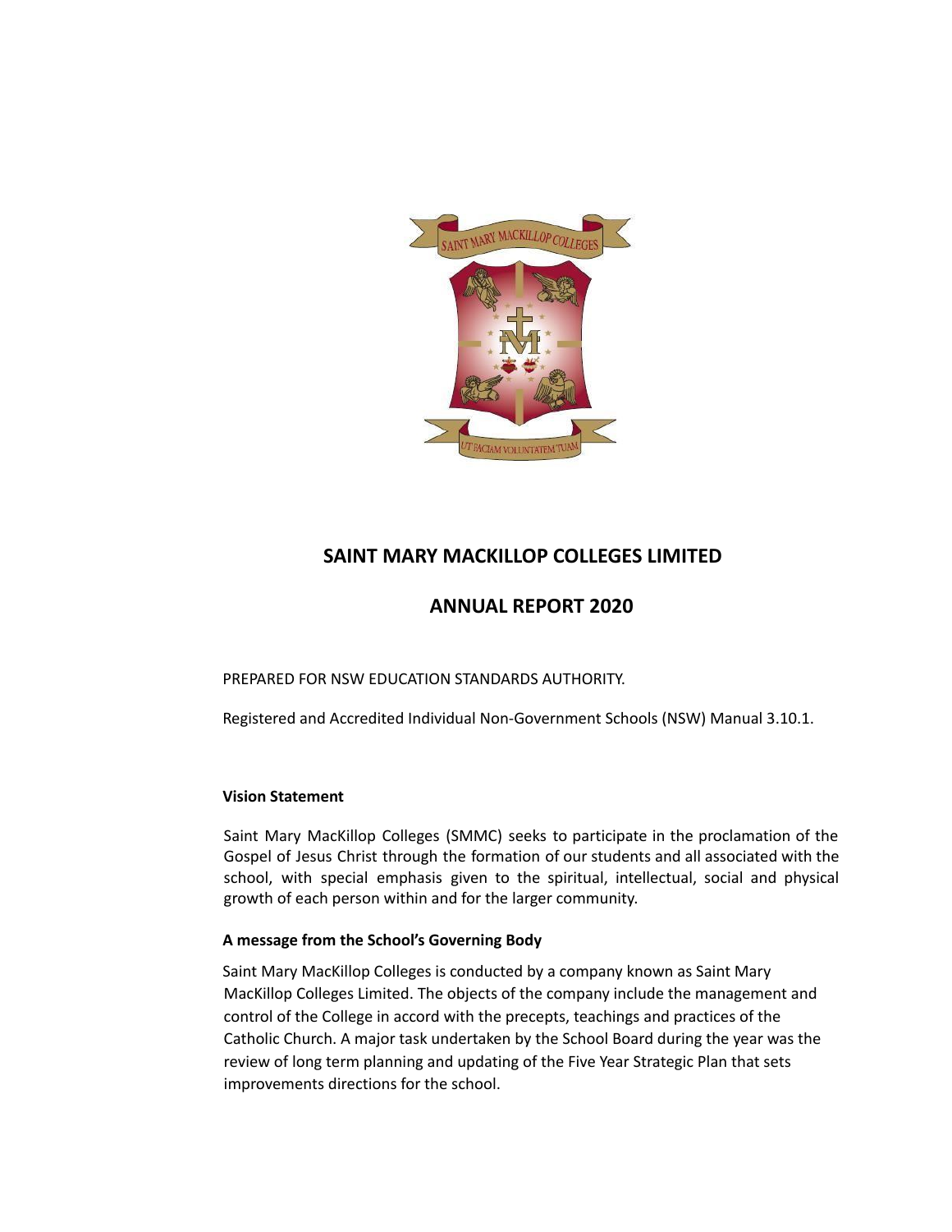# SAINT MARY MACKILLOP COLLEGES LIMITED

# ANNUAL REPORT 2020

PREPARED FOR NSW EDUCATION STANDARDS AUTHORITY.

Registered and Accredited Individual Non-Government Schools (NSW) Manual 3.10.1.

**Vision Statement**

Saint Mary MacKillop Colleges (SMMC) seeks to participate in the proclamation of the Gospel of Jesus Christ through the formation of our students and all associated with the school, with special emphasis given to the spiritual, intellectual, social and physical growth of each person within and for the larger community.

**A message from the School's Governing Body**

Saint Mary MacKillop Colleges is conducted by a company known as Saint Mary MacKillop Colleges Limited. The objects of the company include the management and control of the College in accord with the precepts, teachings and practices of the Catholic Church. A major task undertaken by the School Board during the year was the review of long term planning and updating of the Five Year Strategic Plan that sets improvements directions for the school.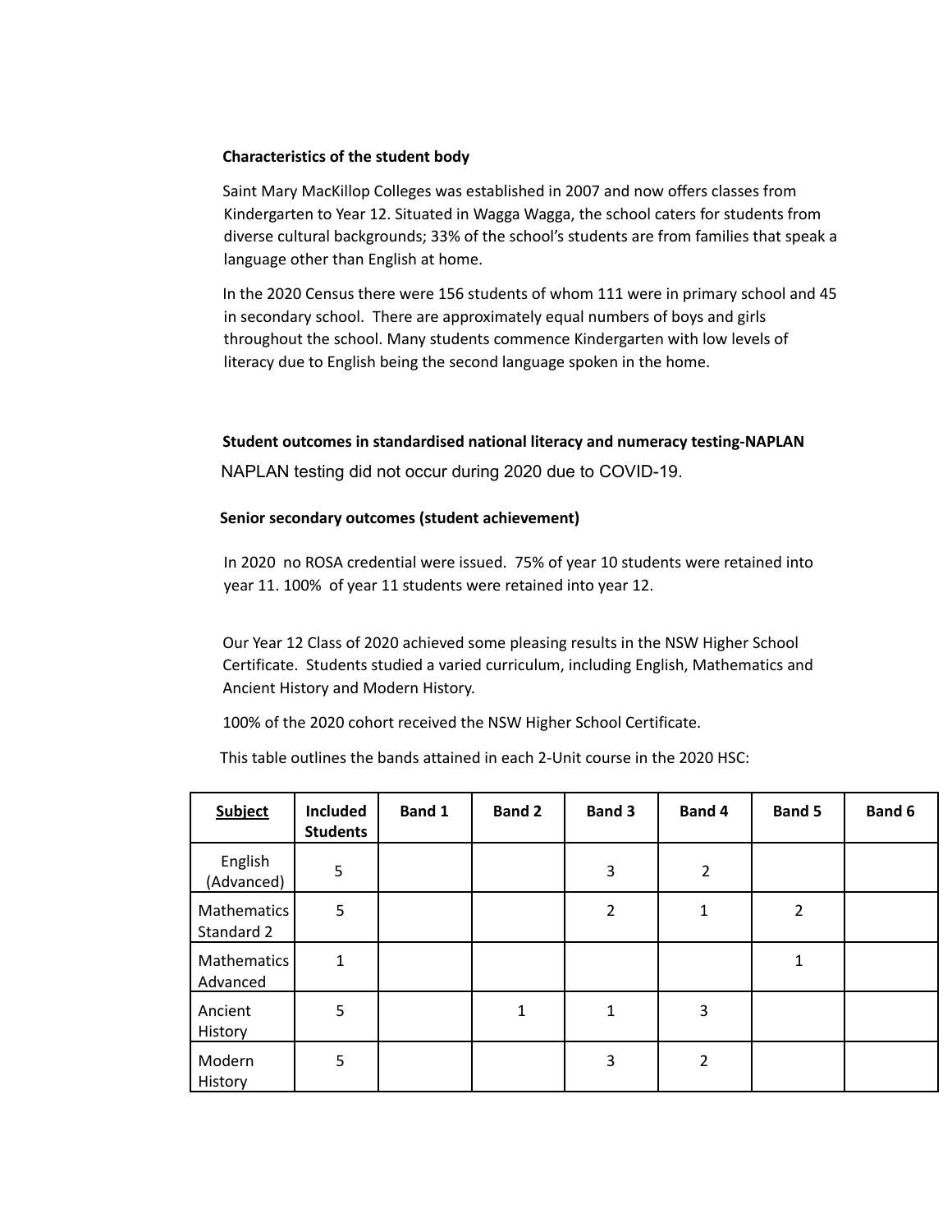**Characteristics of the student body**

Saint Mary MacKillop Colleges was established in 2007 and now offers classes from Kindergarten to Year 12. Situated in Wagga Wagga, the school caters for students from diverse cultural backgrounds; 33% of the school's students are from families that speak a language other than English at home.

In the 2020 Census there were 156 students of whom 111 were in primary school and 45 in secondary school. There are approximately equal numbers of boys and girls throughout the school. Many students commence Kindergarten with low levels of literacy due to English being the second language spoken in the home.

**Student outcomes in standardised national literacy and numeracy testing-NAPLAN**

NAPLAN testing did not occur during 2020 due to COVID-19.

**Senior secondary outcomes (student achievement)**

In 2020 no ROSA credential were issued. 75% of year 10 students were retained into year 11. 100% of year 11 students were retained into year 12.

Our Year 12 Class of 2020 achieved some pleasing results in the NSW Higher School Certificate. Students studied a varied curriculum, including English, Mathematics and Ancient History and Modern History.

100% of the 2020 cohort received the NSW Higher School Certificate.

This table outlines the bands attained in each 2-Unit course in the 2020 HSC:

| **Subject** | **Included Students** | **Band 1** | **Band 2** | **Band 3** | **Band 4** | **Band 5** | **Band 6** |
|---|---|---|---|---|---|---|---|
| English (Advanced) | 5 | | | 3 | 2 | | |
| Mathematics Standard 2 | 5 | | | 2 | 1 | 2 | |
| Mathematics Advanced | 1 | | | | | 1 | |
| Ancient History | 5 | | 1 | 1 | 3 | | |
| Modern History | 5 | | | 3 | 2 | | |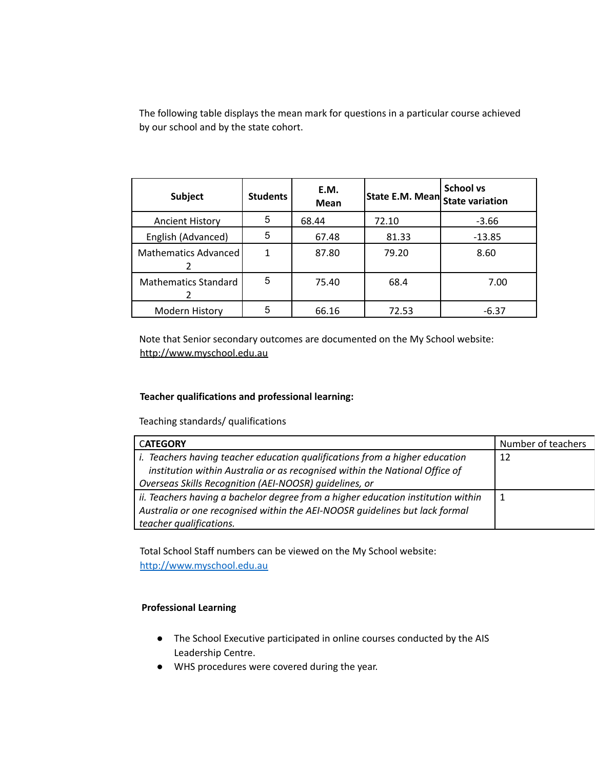The following table displays the mean mark for questions in a particular course achieved by our school and by the state cohort.

| Subject | Students | E.M. Mean | State E.M. Mean | School vs State variation |
|---|---|---|---|---|
| Ancient History | 5 | 68.44 | 72.10 | -3.66 |
| English (Advanced) | 5 | 67.48 | 81.33 | -13.85 |
| Mathematics Advanced 2 | 1 | 87.80 | 79.20 | 8.60 |
| Mathematics Standard 2 | 5 | 75.40 | 68.4 | 7.00 |
| Modern History | 5 | 66.16 | 72.53 | -6.37 |

Note that Senior secondary outcomes are documented on the My School website: http://www.myschool.edu.au

**Teacher qualifications and professional learning:**

Teaching standards/ qualifications

| CATEGORY | Number of teachers |
|---|---|
| *i. Teachers having teacher education qualifications from a higher education institution within Australia or as recognised within the National Office of Overseas Skills Recognition (AEI-NOOSR) guidelines, or* | 12 |
| *ii. Teachers having a bachelor degree from a higher education institution within Australia or one recognised within the AEI-NOOSR guidelines but lack formal teacher qualifications.* | 1 |

Total School Staff numbers can be viewed on the My School website: http://www.myschool.edu.au

**Professional Learning**

- The School Executive participated in online courses conducted by the AIS Leadership Centre.
- WHS procedures were covered during the year.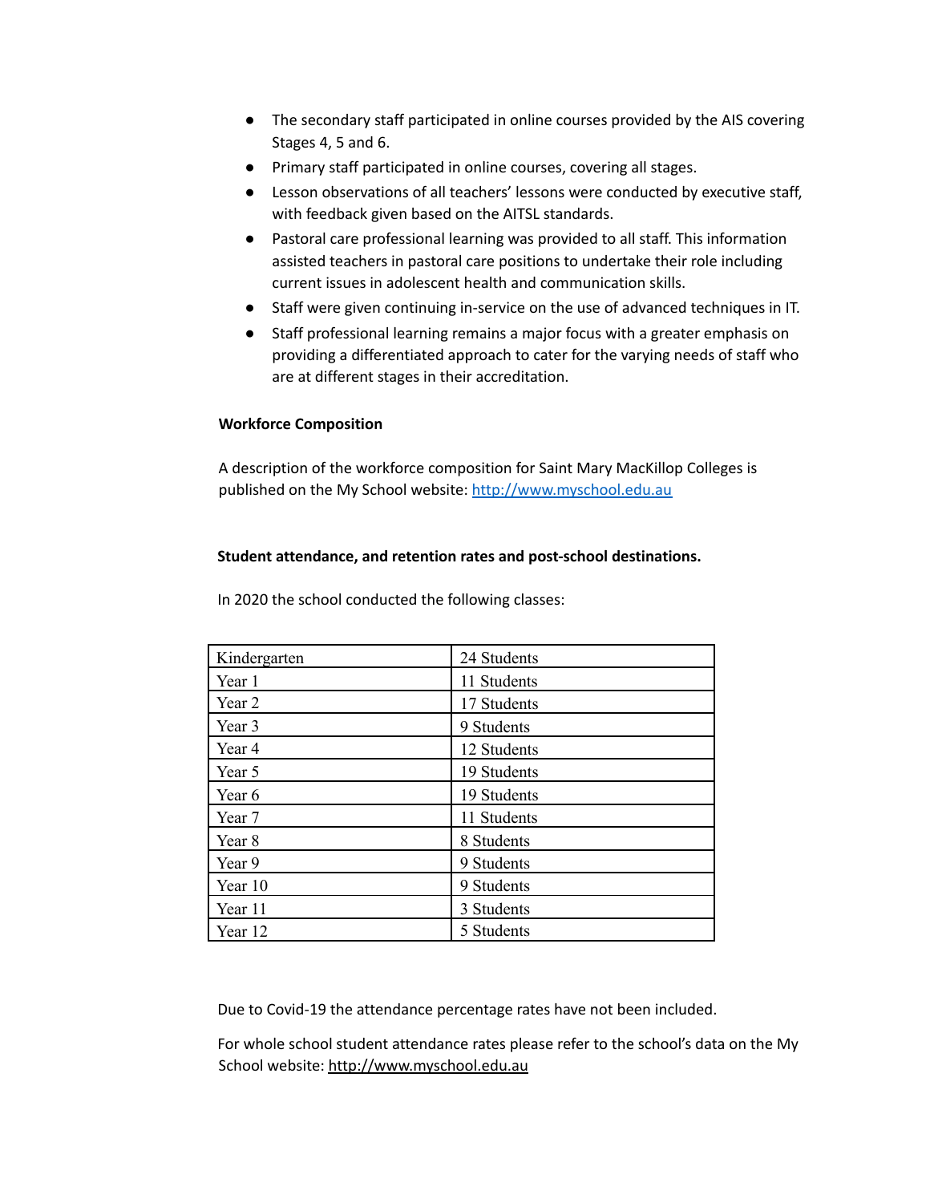- The secondary staff participated in online courses provided by the AIS covering Stages 4, 5 and 6.
- Primary staff participated in online courses, covering all stages.
- Lesson observations of all teachers' lessons were conducted by executive staff, with feedback given based on the AITSL standards.
- Pastoral care professional learning was provided to all staff. This information assisted teachers in pastoral care positions to undertake their role including current issues in adolescent health and communication skills.
- Staff were given continuing in-service on the use of advanced techniques in IT.
- Staff professional learning remains a major focus with a greater emphasis on providing a differentiated approach to cater for the varying needs of staff who are at different stages in their accreditation.

**Workforce Composition**

A description of the workforce composition for Saint Mary MacKillop Colleges is published on the My School website: [http://www.myschool.edu.au](http://www.myschool.edu.au)

**Student attendance, and retention rates and post-school destinations.**

In 2020 the school conducted the following classes:

| | |
|---|---|
| Kindergarten | 24 Students |
| Year 1 | 11 Students |
| Year 2 | 17 Students |
| Year 3 | 9 Students |
| Year 4 | 12 Students |
| Year 5 | 19 Students |
| Year 6 | 19 Students |
| Year 7 | 11 Students |
| Year 8 | 8 Students |
| Year 9 | 9 Students |
| Year 10 | 9 Students |
| Year 11 | 3 Students |
| Year 12 | 5 Students |

Due to Covid-19 the attendance percentage rates have not been included.

For whole school student attendance rates please refer to the school's data on the My School website: [http://www.myschool.edu.au](http://www.myschool.edu.au)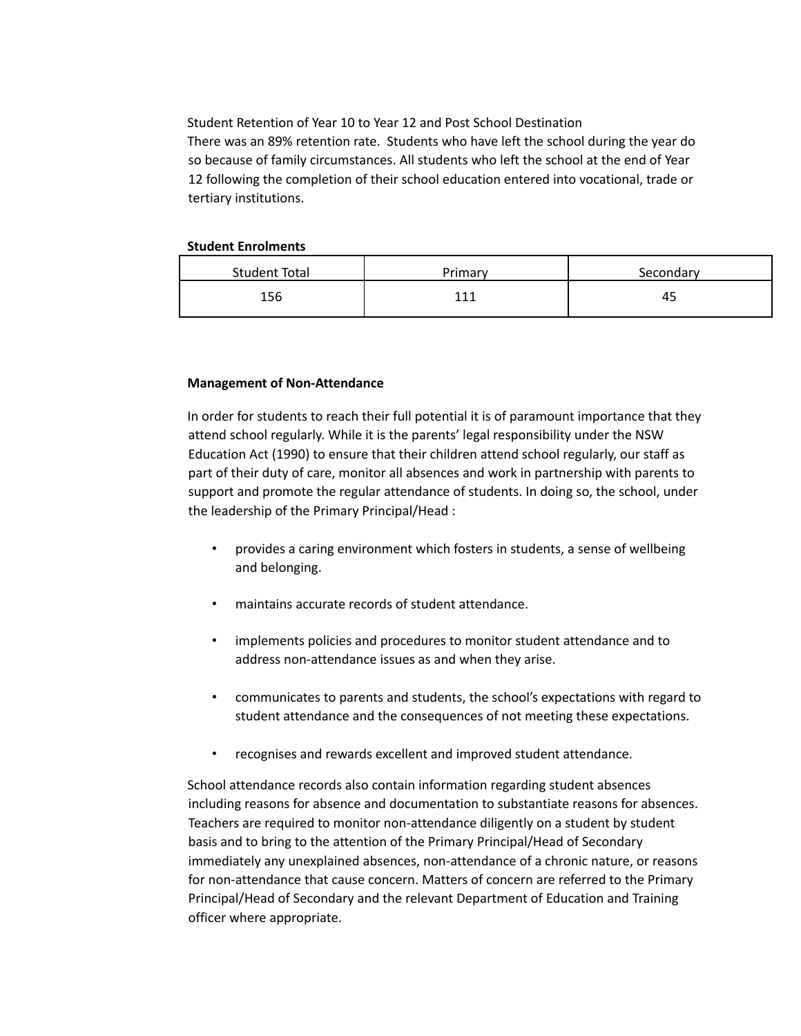Student Retention of Year 10 to Year 12 and Post School Destination

There was an 89% retention rate. Students who have left the school during the year do so because of family circumstances. All students who left the school at the end of Year 12 following the completion of their school education entered into vocational, trade or tertiary institutions.

**Student Enrolments**

| Student Total | Primary | Secondary |
|---|---|---|
| 156 | 111 | 45 |

**Management of Non-Attendance**

In order for students to reach their full potential it is of paramount importance that they attend school regularly. While it is the parents' legal responsibility under the NSW Education Act (1990) to ensure that their children attend school regularly, our staff as part of their duty of care, monitor all absences and work in partnership with parents to support and promote the regular attendance of students. In doing so, the school, under the leadership of the Primary Principal/Head :

- provides a caring environment which fosters in students, a sense of wellbeing and belonging.
- maintains accurate records of student attendance.
- implements policies and procedures to monitor student attendance and to address non-attendance issues as and when they arise.
- communicates to parents and students, the school's expectations with regard to student attendance and the consequences of not meeting these expectations.
- recognises and rewards excellent and improved student attendance.

School attendance records also contain information regarding student absences including reasons for absence and documentation to substantiate reasons for absences. Teachers are required to monitor non-attendance diligently on a student by student basis and to bring to the attention of the Primary Principal/Head of Secondary immediately any unexplained absences, non-attendance of a chronic nature, or reasons for non-attendance that cause concern. Matters of concern are referred to the Primary Principal/Head of Secondary and the relevant Department of Education and Training officer where appropriate.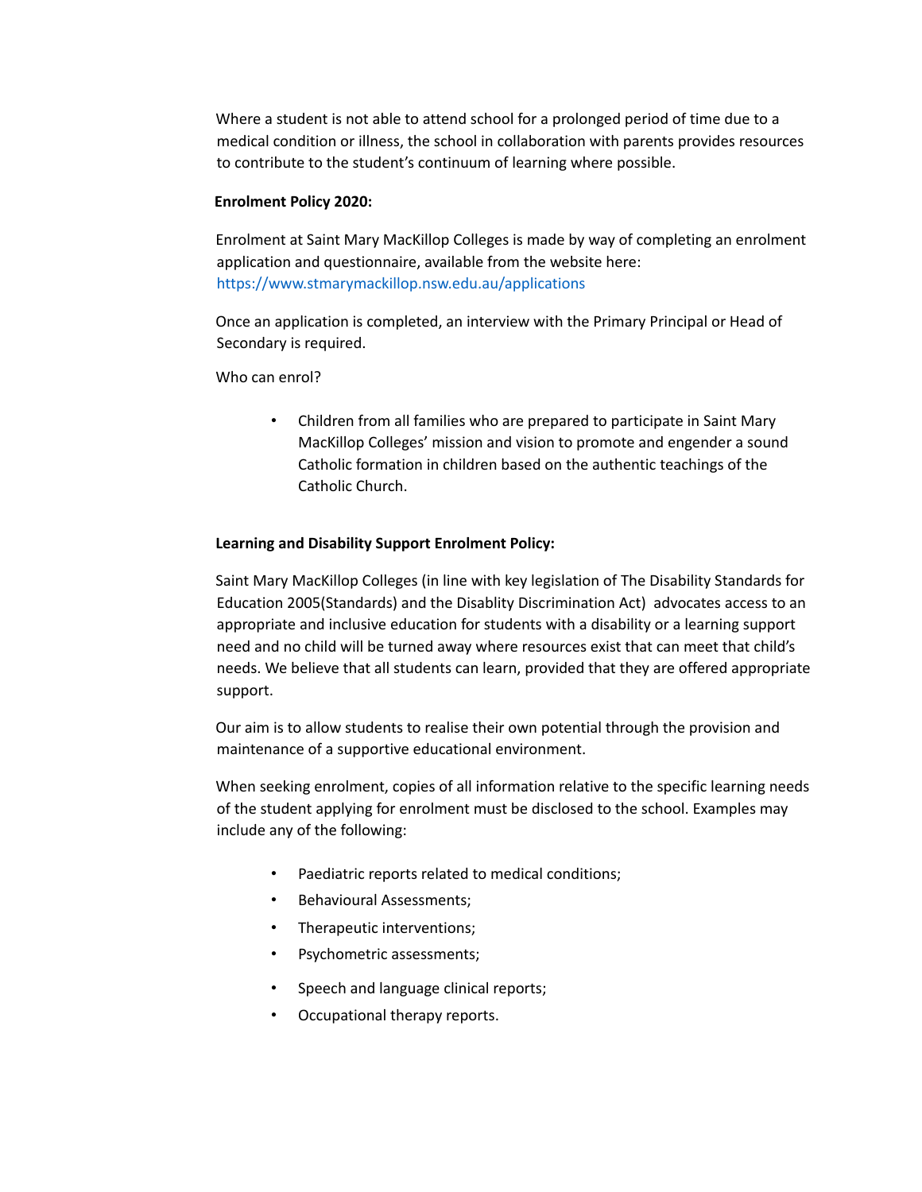Where a student is not able to attend school for a prolonged period of time due to a medical condition or illness, the school in collaboration with parents provides resources to contribute to the student's continuum of learning where possible.

**Enrolment Policy 2020:**

Enrolment at Saint Mary MacKillop Colleges is made by way of completing an enrolment application and questionnaire, available from the website here: https://www.stmarymackillop.nsw.edu.au/applications

Once an application is completed, an interview with the Primary Principal or Head of Secondary is required.

Who can enrol?

- Children from all families who are prepared to participate in Saint Mary MacKillop Colleges' mission and vision to promote and engender a sound Catholic formation in children based on the authentic teachings of the Catholic Church.

**Learning and Disability Support Enrolment Policy:**

Saint Mary MacKillop Colleges (in line with key legislation of The Disability Standards for Education 2005(Standards) and the Disablity Discrimination Act) advocates access to an appropriate and inclusive education for students with a disability or a learning support need and no child will be turned away where resources exist that can meet that child's needs. We believe that all students can learn, provided that they are offered appropriate support.

Our aim is to allow students to realise their own potential through the provision and maintenance of a supportive educational environment.

When seeking enrolment, copies of all information relative to the specific learning needs of the student applying for enrolment must be disclosed to the school. Examples may include any of the following:

- Paediatric reports related to medical conditions;
- Behavioural Assessments;
- Therapeutic interventions;
- Psychometric assessments;
- Speech and language clinical reports;
- Occupational therapy reports.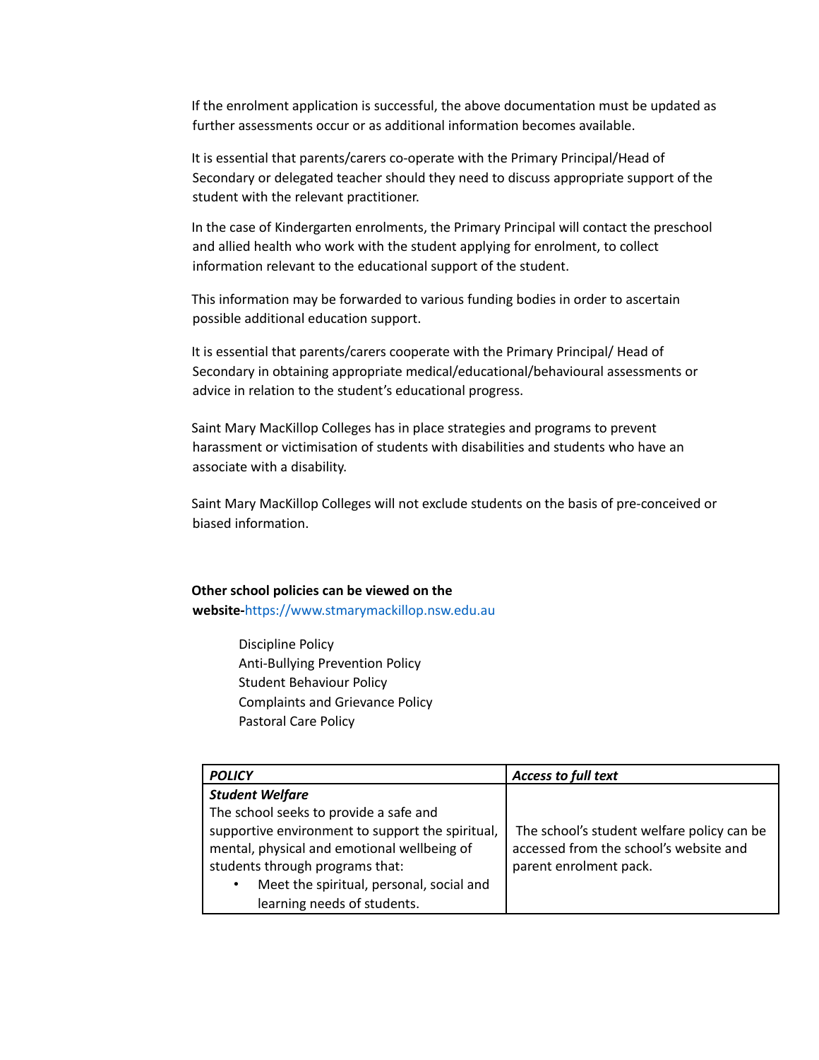If the enrolment application is successful, the above documentation must be updated as further assessments occur or as additional information becomes available.

It is essential that parents/carers co-operate with the Primary Principal/Head of Secondary or delegated teacher should they need to discuss appropriate support of the student with the relevant practitioner.

In the case of Kindergarten enrolments, the Primary Principal will contact the preschool and allied health who work with the student applying for enrolment, to collect information relevant to the educational support of the student.

This information may be forwarded to various funding bodies in order to ascertain possible additional education support.

It is essential that parents/carers cooperate with the Primary Principal/ Head of Secondary in obtaining appropriate medical/educational/behavioural assessments or advice in relation to the student's educational progress.

Saint Mary MacKillop Colleges has in place strategies and programs to prevent harassment or victimisation of students with disabilities and students who have an associate with a disability.

Saint Mary MacKillop Colleges will not exclude students on the basis of pre-conceived or biased information.

**Other school policies can be viewed on the website-**https://www.stmarymackillop.nsw.edu.au

Discipline Policy
Anti-Bullying Prevention Policy
Student Behaviour Policy
Complaints and Grievance Policy
Pastoral Care Policy

| ***POLICY*** | ***Access to full text*** |
|---|---|
| ***Student Welfare***<br>The school seeks to provide a safe and supportive environment to support the spiritual, mental, physical and emotional wellbeing of students through programs that:<br>• Meet the spiritual, personal, social and learning needs of students. | The school's student welfare policy can be accessed from the school's website and parent enrolment pack. |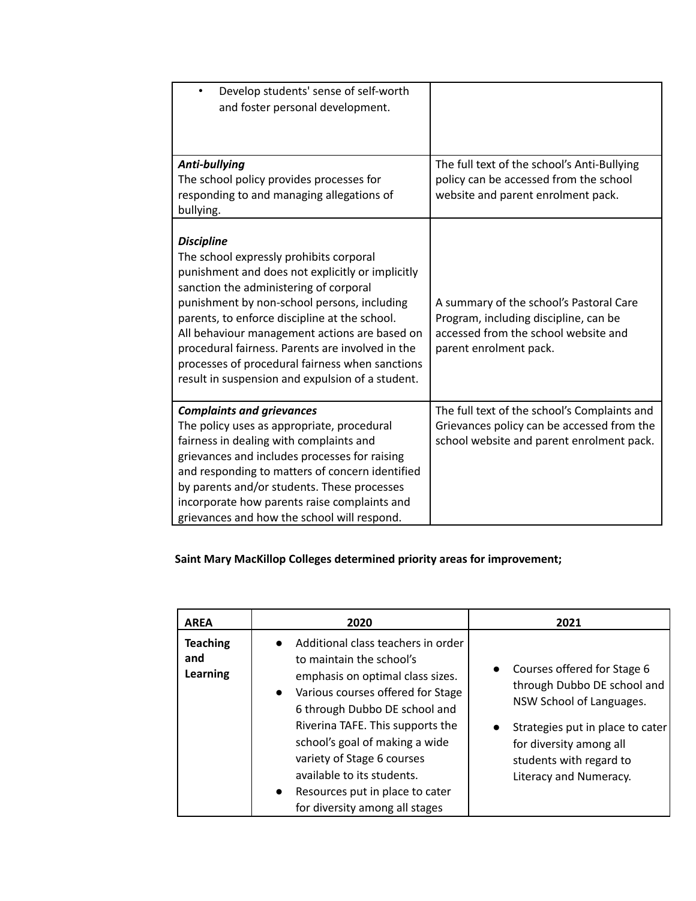| | |
|---|---|
| • Develop students' sense of self-worth and foster personal development. | |
| ***Anti-bullying***<br>The school policy provides processes for responding to and managing allegations of bullying. | The full text of the school's Anti-Bullying policy can be accessed from the school website and parent enrolment pack. |
| ***Discipline***<br>The school expressly prohibits corporal punishment and does not explicitly or implicitly sanction the administering of corporal punishment by non-school persons, including parents, to enforce discipline at the school.<br>All behaviour management actions are based on procedural fairness. Parents are involved in the processes of procedural fairness when sanctions result in suspension and expulsion of a student. | A summary of the school's Pastoral Care Program, including discipline, can be accessed from the school website and parent enrolment pack. |
| ***Complaints and grievances***<br>The policy uses as appropriate, procedural fairness in dealing with complaints and grievances and includes processes for raising and responding to matters of concern identified by parents and/or students. These processes incorporate how parents raise complaints and grievances and how the school will respond. | The full text of the school's Complaints and Grievances policy can be accessed from the school website and parent enrolment pack. |

**Saint Mary MacKillop Colleges determined priority areas for improvement;**

| AREA | 2020 | 2021 |
|---|---|---|
| **Teaching and Learning** | • Additional class teachers in order to maintain the school's emphasis on optimal class sizes.<br>• Various courses offered for Stage 6 through Dubbo DE school and Riverina TAFE. This supports the school's goal of making a wide variety of Stage 6 courses available to its students.<br>• Resources put in place to cater for diversity among all stages | • Courses offered for Stage 6 through Dubbo DE school and NSW School of Languages.<br>• Strategies put in place to cater for diversity among all students with regard to Literacy and Numeracy. |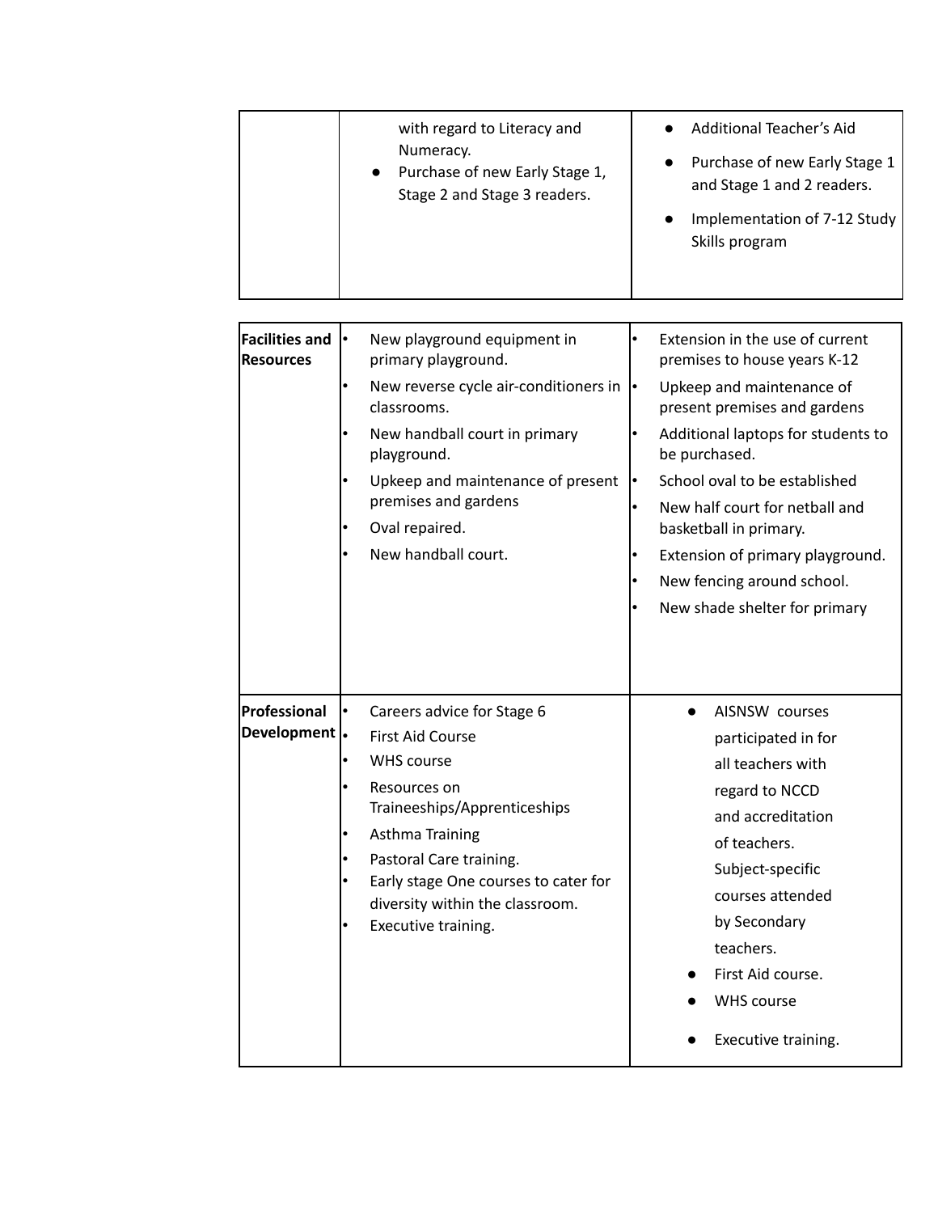| | | |
|---|---|---|
| | with regard to Literacy and Numeracy.<br>• Purchase of new Early Stage 1, Stage 2 and Stage 3 readers. | • Additional Teacher's Aid<br>• Purchase of new Early Stage 1 and Stage 1 and 2 readers.<br>• Implementation of 7-12 Study Skills program |
| **Facilities and Resources** | • New playground equipment in primary playground.<br>• New reverse cycle air-conditioners in classrooms.<br>• New handball court in primary playground.<br>• Upkeep and maintenance of present premises and gardens<br>• Oval repaired.<br>• New handball court. | • Extension in the use of current premises to house years K-12<br>• Upkeep and maintenance of present premises and gardens<br>• Additional laptops for students to be purchased.<br>• School oval to be established<br>• New half court for netball and basketball in primary.<br>• Extension of primary playground.<br>• New fencing around school.<br>• New shade shelter for primary |
| **Professional Development** | • Careers advice for Stage 6<br>• First Aid Course<br>• WHS course<br>• Resources on Traineeships/Apprenticeships<br>• Asthma Training<br>• Pastoral Care training.<br>• Early stage One courses to cater for diversity within the classroom.<br>• Executive training. | • AISNSW courses participated in for all teachers with regard to NCCD and accreditation of teachers. Subject-specific courses attended by Secondary teachers.<br>• First Aid course.<br>• WHS course<br>• Executive training. |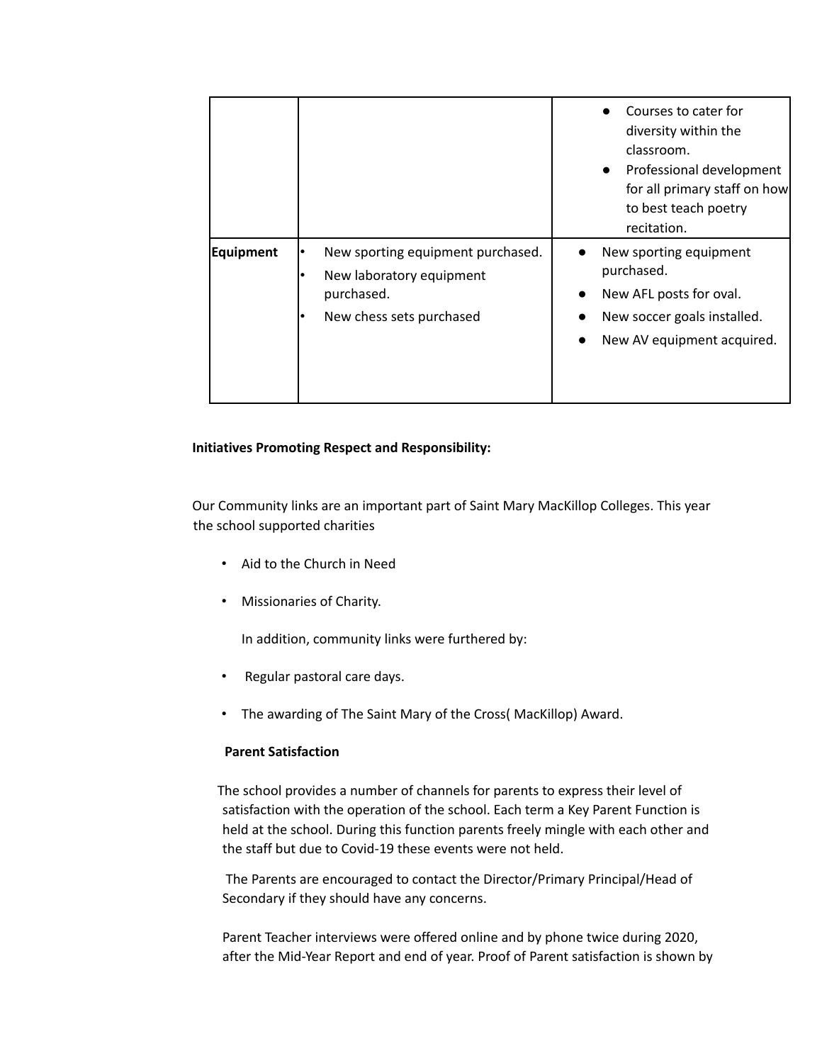| | | |
|---|---|---|
| | | • Courses to cater for diversity within the classroom.<br>• Professional development for all primary staff on how to best teach poetry recitation. |
| **Equipment** | • New sporting equipment purchased.<br>• New laboratory equipment purchased.<br>• New chess sets purchased | • New sporting equipment purchased.<br>• New AFL posts for oval.<br>• New soccer goals installed.<br>• New AV equipment acquired. |

**Initiatives Promoting Respect and Responsibility:**

Our Community links are an important part of Saint Mary MacKillop Colleges. This year the school supported charities

- Aid to the Church in Need
- Missionaries of Charity.

In addition, community links were furthered by:

- Regular pastoral care days.
- The awarding of The Saint Mary of the Cross( MacKillop) Award.

**Parent Satisfaction**

The school provides a number of channels for parents to express their level of satisfaction with the operation of the school. Each term a Key Parent Function is held at the school. During this function parents freely mingle with each other and the staff but due to Covid-19 these events were not held.

The Parents are encouraged to contact the Director/Primary Principal/Head of Secondary if they should have any concerns.

Parent Teacher interviews were offered online and by phone twice during 2020, after the Mid-Year Report and end of year. Proof of Parent satisfaction is shown by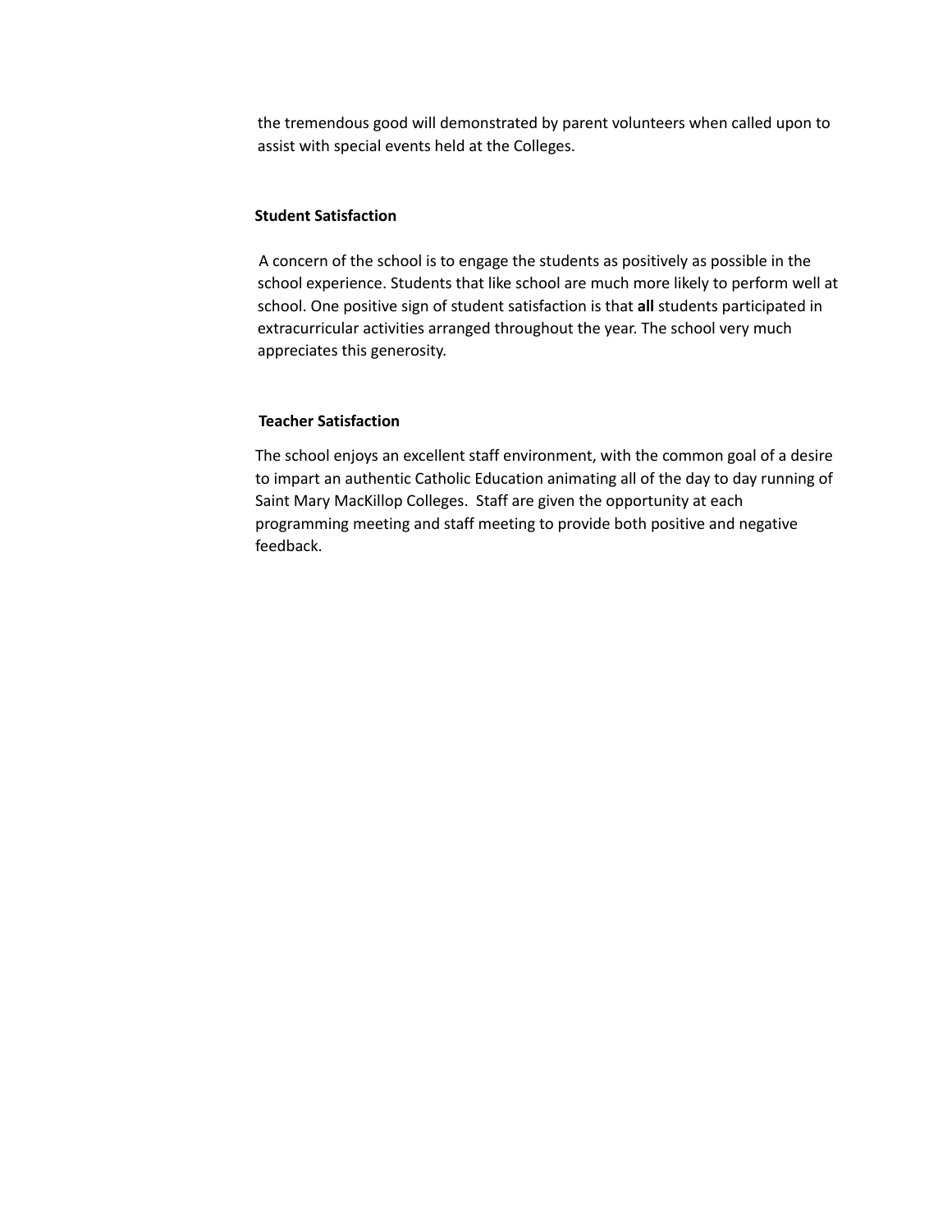the tremendous good will demonstrated by parent volunteers when called upon to assist with special events held at the Colleges.

**Student Satisfaction**

A concern of the school is to engage the students as positively as possible in the school experience. Students that like school are much more likely to perform well at school. One positive sign of student satisfaction is that **all** students participated in extracurricular activities arranged throughout the year. The school very much appreciates this generosity.

**Teacher Satisfaction**

The school enjoys an excellent staff environment, with the common goal of a desire to impart an authentic Catholic Education animating all of the day to day running of Saint Mary MacKillop Colleges. Staff are given the opportunity at each programming meeting and staff meeting to provide both positive and negative feedback.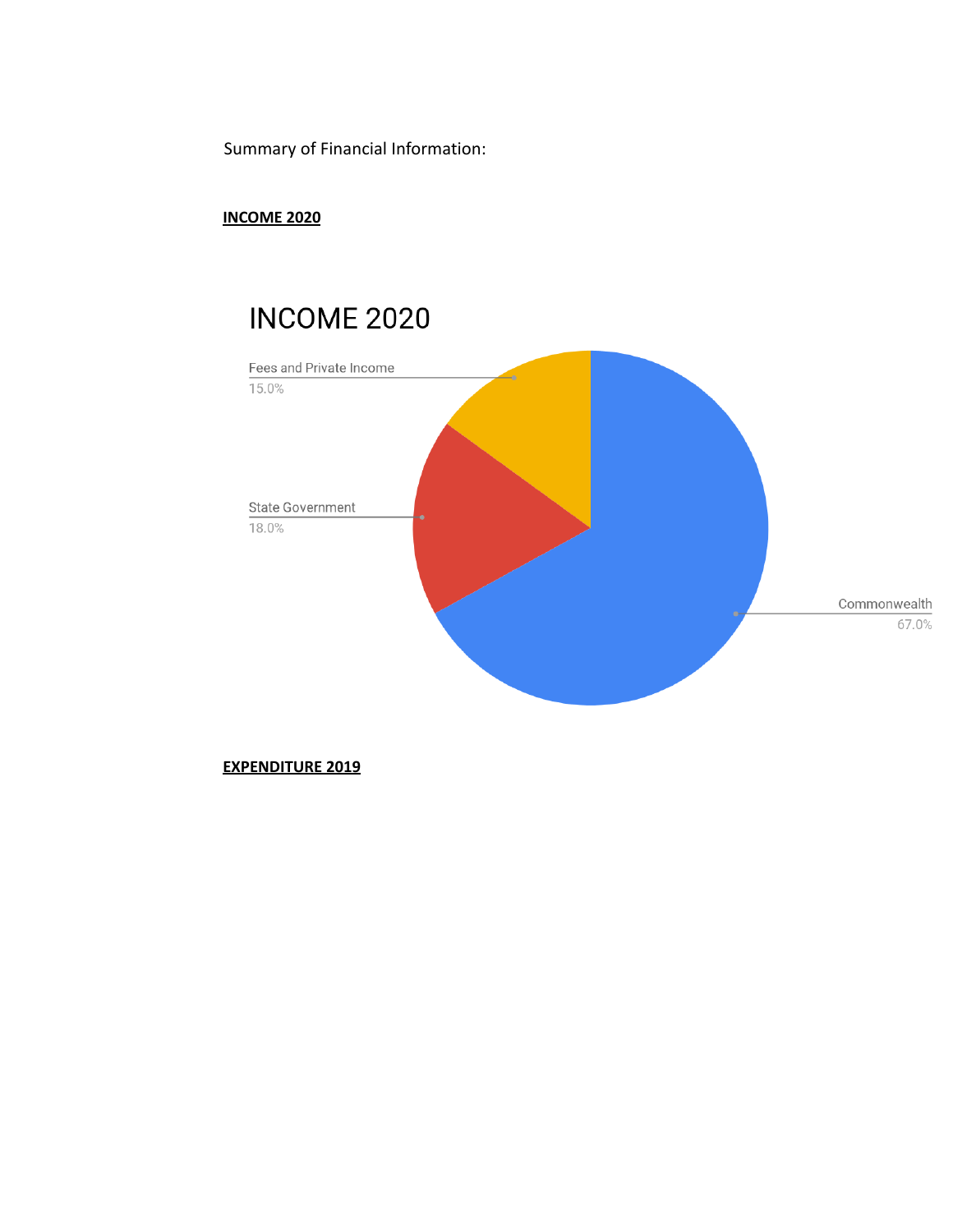Summary of Financial Information:

**INCOME 2020**

INCOME 2020

Fees and Private Income
15.0%

State Government
18.0%

Commonwealth
67.0%

**EXPENDITURE 2019**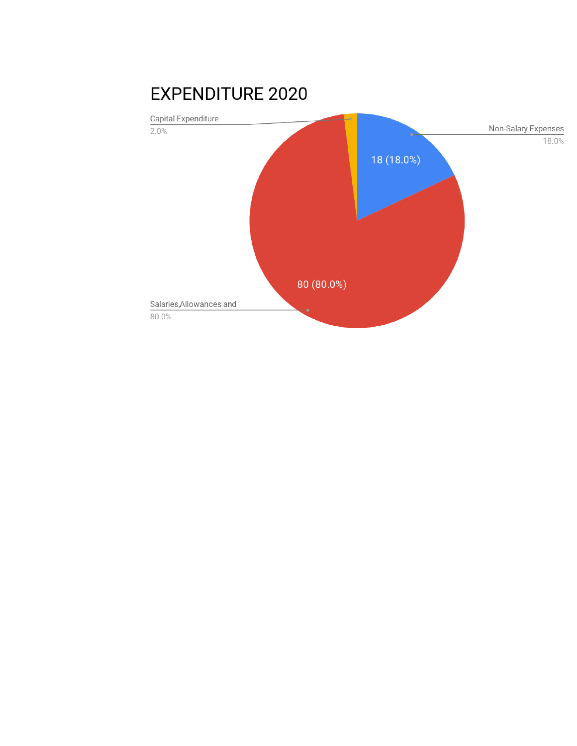## EXPENDITURE 2020

Capital Expenditure
2.0%

Non-Salary Expenses
18.0%

18 (18.0%)

80 (80.0%)

Salaries,Allowances and
80.0%